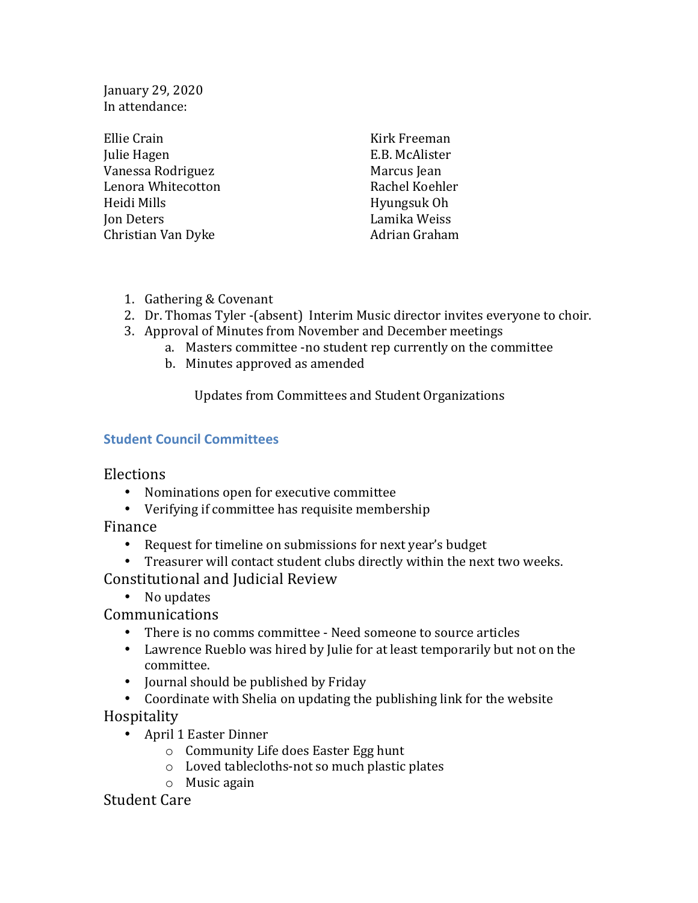January 29, 2020
In attendance:

Ellie Crain
Julie Hagen
Vanessa Rodriguez
Lenora Whitecotton
Heidi Mills
Jon Deters
Christian Van Dyke
Kirk Freeman
E.B. McAlister
Marcus Jean
Rachel Koehler
Hyungsuk Oh
Lamika Weiss
Adrian Graham

1. Gathering & Covenant
2. Dr. Thomas Tyler -(absent) Interim Music director invites everyone to choir.
3. Approval of Minutes from November and December meetings
   a. Masters committee -no student rep currently on the committee
   b. Minutes approved as amended

Updates from Committees and Student Organizations

## Student Council Committees

### Elections

- Nominations open for executive committee
- Verifying if committee has requisite membership

### Finance

- Request for timeline on submissions for next year's budget
- Treasurer will contact student clubs directly within the next two weeks.

### Constitutional and Judicial Review

- No updates

### Communications

- There is no comms committee - Need someone to source articles
- Lawrence Rueblo was hired by Julie for at least temporarily but not on the committee.
- Journal should be published by Friday
- Coordinate with Shelia on updating the publishing link for the website

### Hospitality

- April 1 Easter Dinner
  - Community Life does Easter Egg hunt
  - Loved tablecloths-not so much plastic plates
  - Music again

### Student Care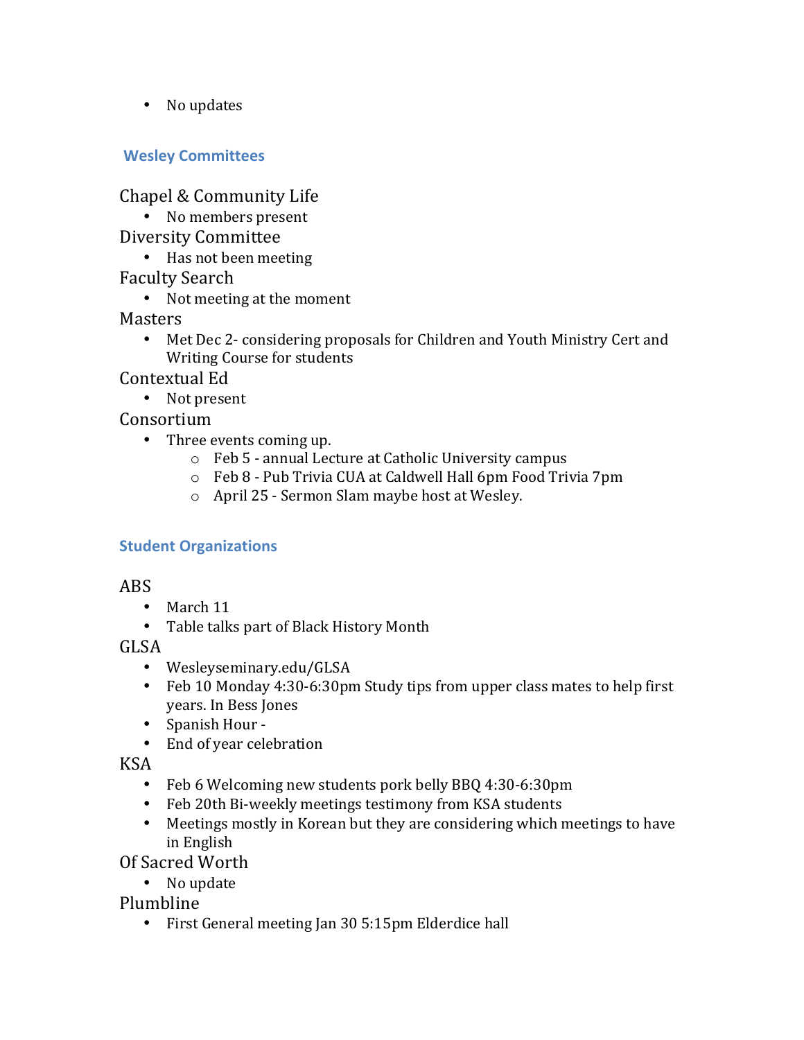- No updates

## Wesley Committees

Chapel & Community Life

- No members present

Diversity Committee

- Has not been meeting

Faculty Search

- Not meeting at the moment

Masters

- Met Dec 2- considering proposals for Children and Youth Ministry Cert and Writing Course for students

Contextual Ed

- Not present

Consortium

- Three events coming up.
  - Feb 5 - annual Lecture at Catholic University campus
  - Feb 8 - Pub Trivia CUA at Caldwell Hall 6pm Food Trivia 7pm
  - April 25 - Sermon Slam maybe host at Wesley.

## Student Organizations

ABS

- March 11
- Table talks part of Black History Month

GLSA

- Wesleyseminary.edu/GLSA
- Feb 10 Monday 4:30-6:30pm Study tips from upper class mates to help first years. In Bess Jones
- Spanish Hour -
- End of year celebration

KSA

- Feb 6 Welcoming new students pork belly BBQ 4:30-6:30pm
- Feb 20th Bi-weekly meetings testimony from KSA students
- Meetings mostly in Korean but they are considering which meetings to have in English

Of Sacred Worth

- No update

Plumbline

- First General meeting Jan 30 5:15pm Elderdice hall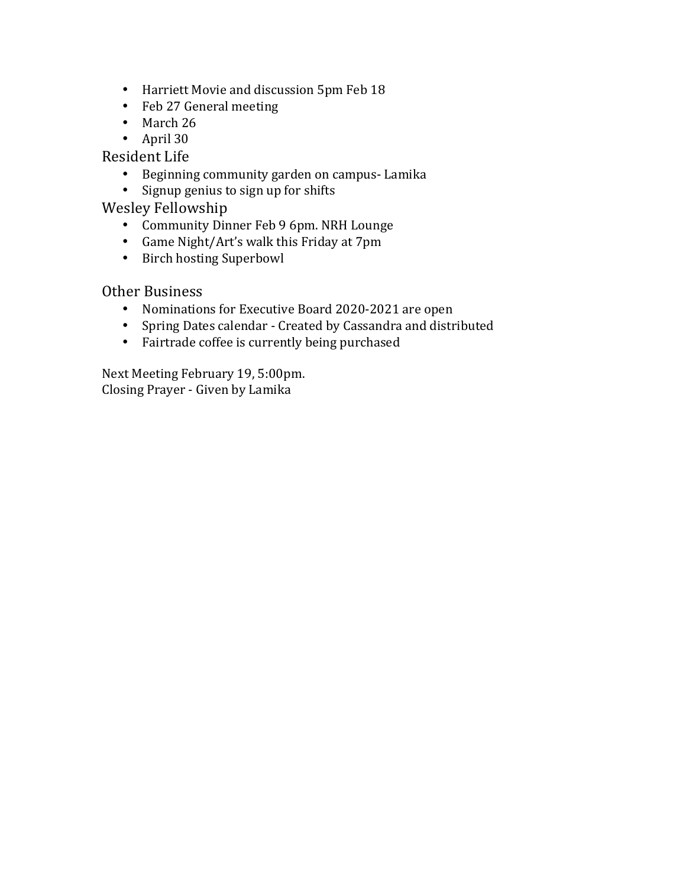- Harriett Movie and discussion 5pm Feb 18
- Feb 27 General meeting
- March 26
- April 30

Resident Life

- Beginning community garden on campus- Lamika
- Signup genius to sign up for shifts

Wesley Fellowship

- Community Dinner Feb 9 6pm. NRH Lounge
- Game Night/Art's walk this Friday at 7pm
- Birch hosting Superbowl

Other Business

- Nominations for Executive Board 2020-2021 are open
- Spring Dates calendar - Created by Cassandra and distributed
- Fairtrade coffee is currently being purchased

Next Meeting February 19, 5:00pm.
Closing Prayer - Given by Lamika